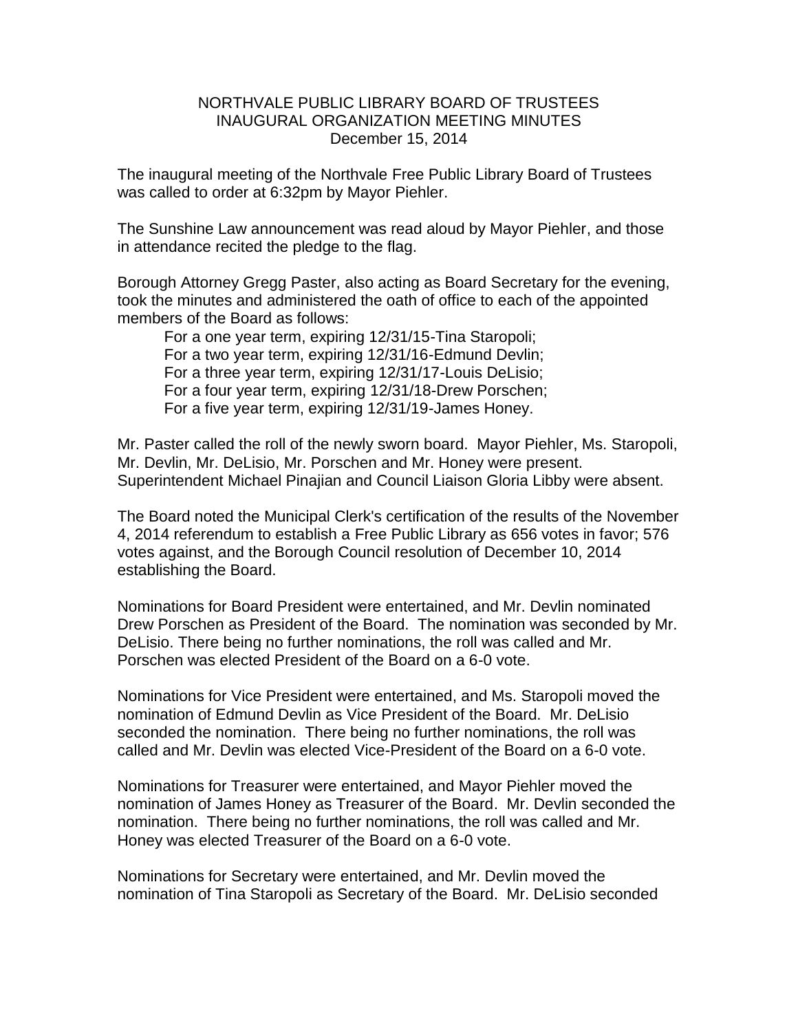# NORTHVALE PUBLIC LIBRARY BOARD OF TRUSTEES
## INAUGURAL ORGANIZATION MEETING MINUTES
### December 15, 2014

The inaugural meeting of the Northvale Free Public Library Board of Trustees was called to order at 6:32pm by Mayor Piehler.

The Sunshine Law announcement was read aloud by Mayor Piehler, and those in attendance recited the pledge to the flag.

Borough Attorney Gregg Paster, also acting as Board Secretary for the evening, took the minutes and administered the oath of office to each of the appointed members of the Board as follows:

- For a one year term, expiring 12/31/15-Tina Staropoli;
- For a two year term, expiring 12/31/16-Edmund Devlin;
- For a three year term, expiring 12/31/17-Louis DeLisio;
- For a four year term, expiring 12/31/18-Drew Porschen;
- For a five year term, expiring 12/31/19-James Honey.

Mr. Paster called the roll of the newly sworn board. Mayor Piehler, Ms. Staropoli, Mr. Devlin, Mr. DeLisio, Mr. Porschen and Mr. Honey were present. Superintendent Michael Pinajian and Council Liaison Gloria Libby were absent.

The Board noted the Municipal Clerk's certification of the results of the November 4, 2014 referendum to establish a Free Public Library as 656 votes in favor; 576 votes against, and the Borough Council resolution of December 10, 2014 establishing the Board.

Nominations for Board President were entertained, and Mr. Devlin nominated Drew Porschen as President of the Board. The nomination was seconded by Mr. DeLisio. There being no further nominations, the roll was called and Mr. Porschen was elected President of the Board on a 6-0 vote.

Nominations for Vice President were entertained, and Ms. Staropoli moved the nomination of Edmund Devlin as Vice President of the Board. Mr. DeLisio seconded the nomination. There being no further nominations, the roll was called and Mr. Devlin was elected Vice-President of the Board on a 6-0 vote.

Nominations for Treasurer were entertained, and Mayor Piehler moved the nomination of James Honey as Treasurer of the Board. Mr. Devlin seconded the nomination. There being no further nominations, the roll was called and Mr. Honey was elected Treasurer of the Board on a 6-0 vote.

Nominations for Secretary were entertained, and Mr. Devlin moved the nomination of Tina Staropoli as Secretary of the Board. Mr. DeLisio seconded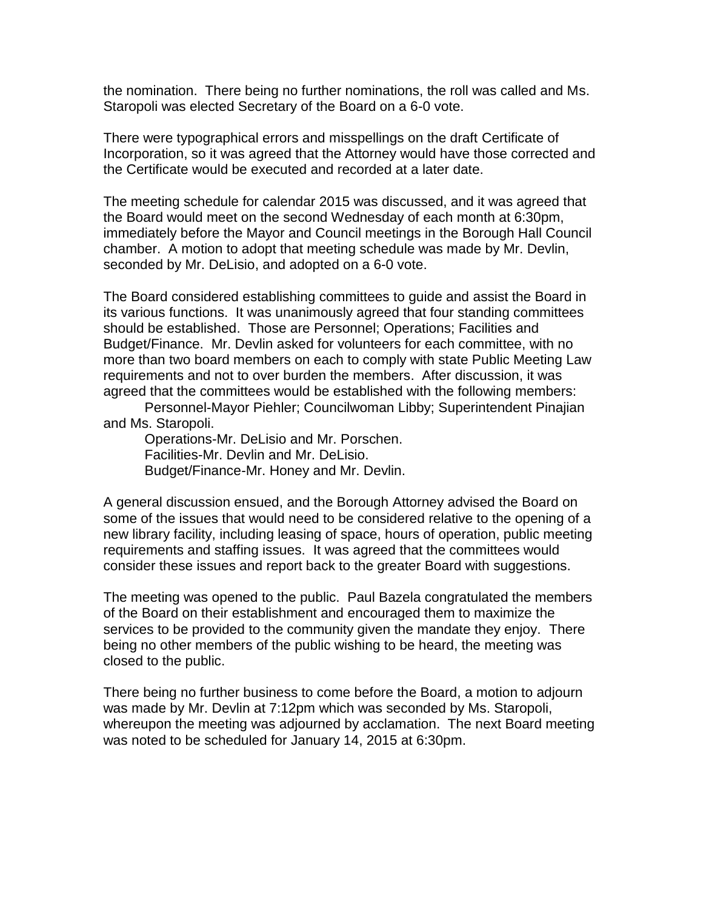the nomination. There being no further nominations, the roll was called and Ms. Staropoli was elected Secretary of the Board on a 6-0 vote.

There were typographical errors and misspellings on the draft Certificate of Incorporation, so it was agreed that the Attorney would have those corrected and the Certificate would be executed and recorded at a later date.

The meeting schedule for calendar 2015 was discussed, and it was agreed that the Board would meet on the second Wednesday of each month at 6:30pm, immediately before the Mayor and Council meetings in the Borough Hall Council chamber. A motion to adopt that meeting schedule was made by Mr. Devlin, seconded by Mr. DeLisio, and adopted on a 6-0 vote.

The Board considered establishing committees to guide and assist the Board in its various functions. It was unanimously agreed that four standing committees should be established. Those are Personnel; Operations; Facilities and Budget/Finance. Mr. Devlin asked for volunteers for each committee, with no more than two board members on each to comply with state Public Meeting Law requirements and not to over burden the members. After discussion, it was agreed that the committees would be established with the following members:

Personnel-Mayor Piehler; Councilwoman Libby; Superintendent Pinajian and Ms. Staropoli.

Operations-Mr. DeLisio and Mr. Porschen.

Facilities-Mr. Devlin and Mr. DeLisio.

Budget/Finance-Mr. Honey and Mr. Devlin.

A general discussion ensued, and the Borough Attorney advised the Board on some of the issues that would need to be considered relative to the opening of a new library facility, including leasing of space, hours of operation, public meeting requirements and staffing issues. It was agreed that the committees would consider these issues and report back to the greater Board with suggestions.

The meeting was opened to the public. Paul Bazela congratulated the members of the Board on their establishment and encouraged them to maximize the services to be provided to the community given the mandate they enjoy. There being no other members of the public wishing to be heard, the meeting was closed to the public.

There being no further business to come before the Board, a motion to adjourn was made by Mr. Devlin at 7:12pm which was seconded by Ms. Staropoli, whereupon the meeting was adjourned by acclamation. The next Board meeting was noted to be scheduled for January 14, 2015 at 6:30pm.